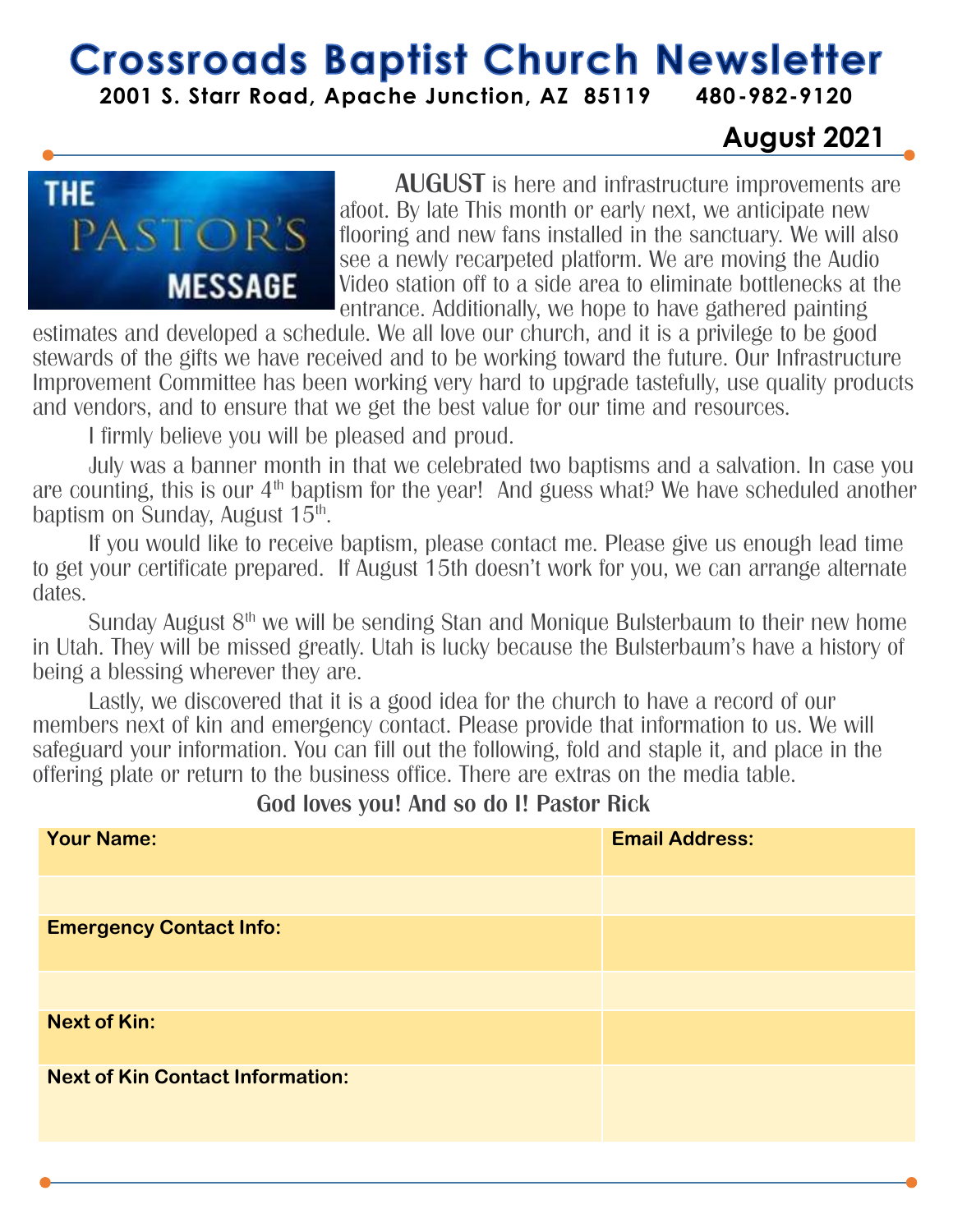# Crossroads Baptist Church Newsletter

**2001 S. Starr Road, Apache Junction, AZ 85119    480-982-9120**

**August 2021**

## THE PASTOR'S MESSAGE

**AUGUST** is here and infrastructure improvements are afoot. By late This month or early next, we anticipate new flooring and new fans installed in the sanctuary. We will also see a newly recarpeted platform. We are moving the Audio Video station off to a side area to eliminate bottlenecks at the entrance. Additionally, we hope to have gathered painting estimates and developed a schedule. We all love our church, and it is a privilege to be good stewards of the gifts we have received and to be working toward the future. Our Infrastructure Improvement Committee has been working very hard to upgrade tastefully, use quality products and vendors, and to ensure that we get the best value for our time and resources.

I firmly believe you will be pleased and proud.

July was a banner month in that we celebrated two baptisms and a salvation. In case you are counting, this is our 4th baptism for the year! And guess what? We have scheduled another baptism on Sunday, August 15th.

If you would like to receive baptism, please contact me. Please give us enough lead time to get your certificate prepared. If August 15th doesn't work for you, we can arrange alternate dates.

Sunday August 8th we will be sending Stan and Monique Bulsterbaum to their new home in Utah. They will be missed greatly. Utah is lucky because the Bulsterbaum's have a history of being a blessing wherever they are.

Lastly, we discovered that it is a good idea for the church to have a record of our members next of kin and emergency contact. Please provide that information to us. We will safeguard your information. You can fill out the following, fold and staple it, and place in the offering plate or return to the business office. There are extras on the media table.

**God loves you! And so do I! Pastor Rick**

| **Your Name:** | **Email Address:** |
|---|---|
| | |
| **Emergency Contact Info:** | |
| | |
| **Next of Kin:** | |
| **Next of Kin Contact Information:** | |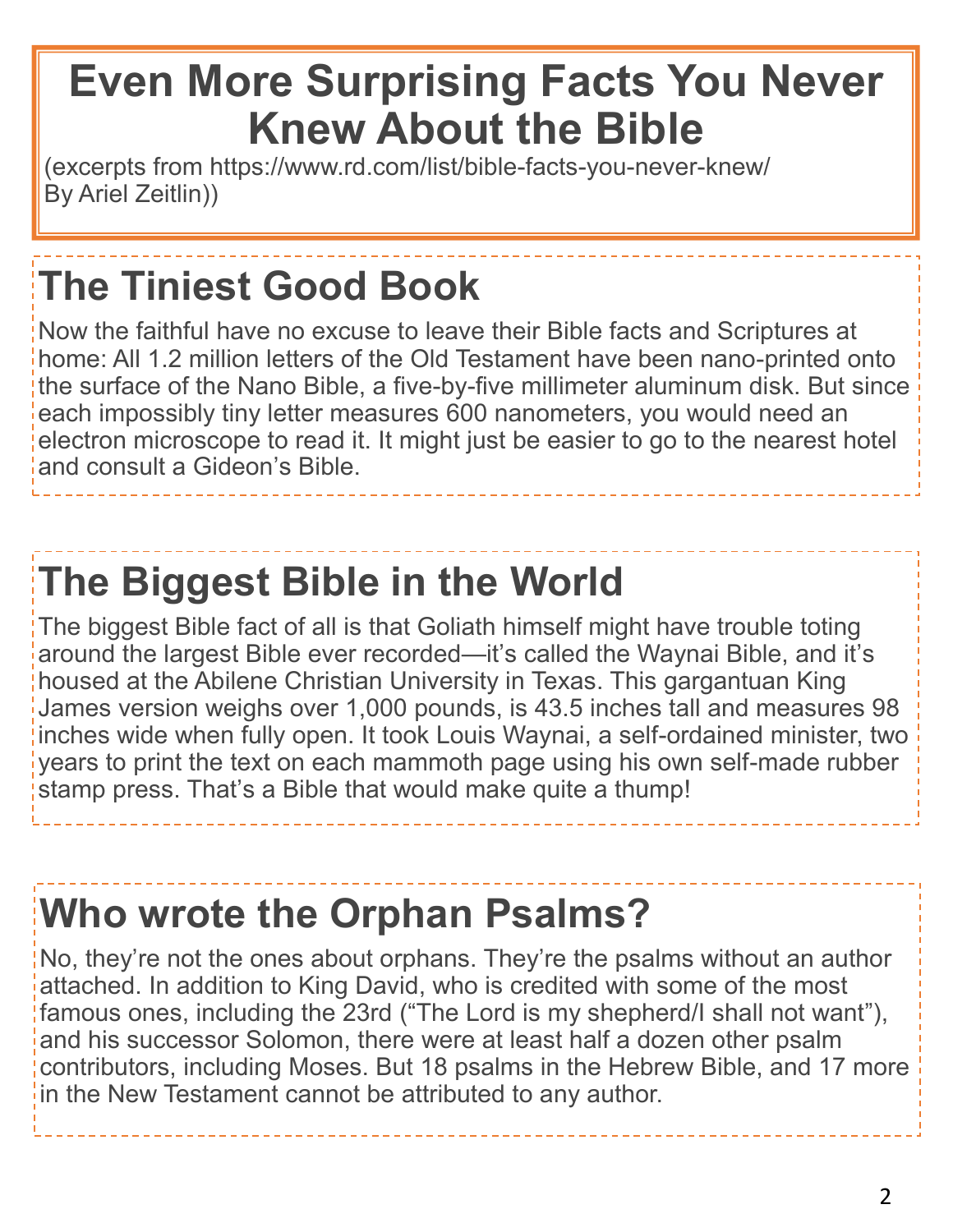# Even More Surprising Facts You Never Knew About the Bible

(excerpts from https://www.rd.com/list/bible-facts-you-never-knew/ By Ariel Zeitlin))

## The Tiniest Good Book

Now the faithful have no excuse to leave their Bible facts and Scriptures at home: All 1.2 million letters of the Old Testament have been nano-printed onto the surface of the Nano Bible, a five-by-five millimeter aluminum disk. But since each impossibly tiny letter measures 600 nanometers, you would need an electron microscope to read it. It might just be easier to go to the nearest hotel and consult a Gideon's Bible.

## The Biggest Bible in the World

The biggest Bible fact of all is that Goliath himself might have trouble toting around the largest Bible ever recorded—it's called the Waynai Bible, and it's housed at the Abilene Christian University in Texas. This gargantuan King James version weighs over 1,000 pounds, is 43.5 inches tall and measures 98 inches wide when fully open. It took Louis Waynai, a self-ordained minister, two years to print the text on each mammoth page using his own self-made rubber stamp press. That's a Bible that would make quite a thump!

## Who wrote the Orphan Psalms?

No, they're not the ones about orphans. They're the psalms without an author attached. In addition to King David, who is credited with some of the most famous ones, including the 23rd ("The Lord is my shepherd/I shall not want"), and his successor Solomon, there were at least half a dozen other psalm contributors, including Moses. But 18 psalms in the Hebrew Bible, and 17 more in the New Testament cannot be attributed to any author.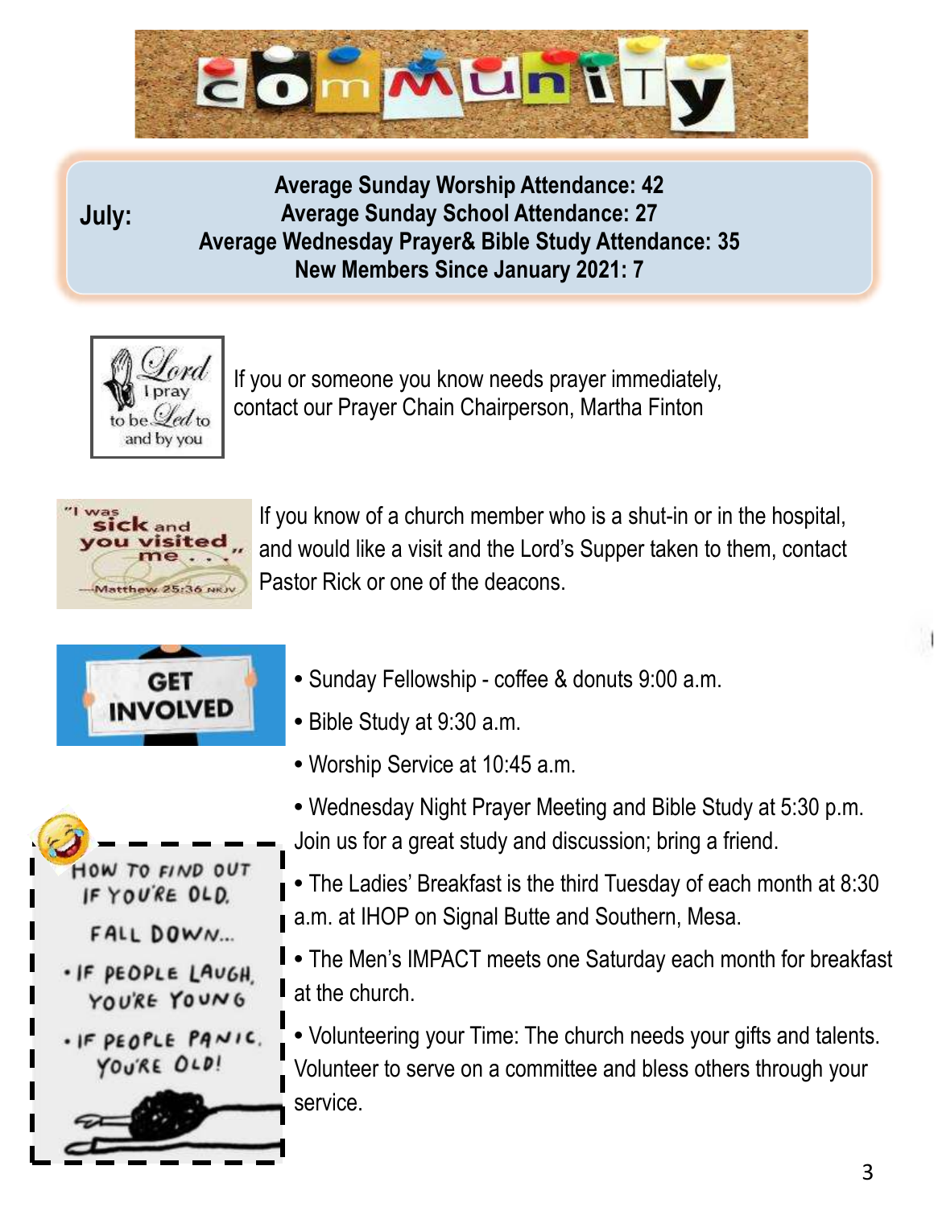# Community

**July:**

**Average Sunday Worship Attendance: 42**
**Average Sunday School Attendance: 27**
**Average Wednesday Prayer& Bible Study Attendance: 35**
**New Members Since January 2021: 7**

Lord I pray to be Led to and by you

If you or someone you know needs prayer immediately, contact our Prayer Chain Chairperson, Martha Finton

"I was sick and you visited me . . ." —Matthew 25:36 NKJV

If you know of a church member who is a shut-in or in the hospital, and would like a visit and the Lord's Supper taken to them, contact Pastor Rick or one of the deacons.

**GET INVOLVED**

- Sunday Fellowship - coffee & donuts 9:00 a.m.
- Bible Study at 9:30 a.m.
- Worship Service at 10:45 a.m.
- Wednesday Night Prayer Meeting and Bible Study at 5:30 p.m. Join us for a great study and discussion; bring a friend.
- The Ladies' Breakfast is the third Tuesday of each month at 8:30 a.m. at IHOP on Signal Butte and Southern, Mesa.
- The Men's IMPACT meets one Saturday each month for breakfast at the church.
- Volunteering your Time: The church needs your gifts and talents. Volunteer to serve on a committee and bless others through your service.

HOW TO FIND OUT IF YOU'RE OLD.

FALL DOWN...

- IF PEOPLE LAUGH, YOU'RE YOUNG
- IF PEOPLE PANIC, YOU'RE OLD!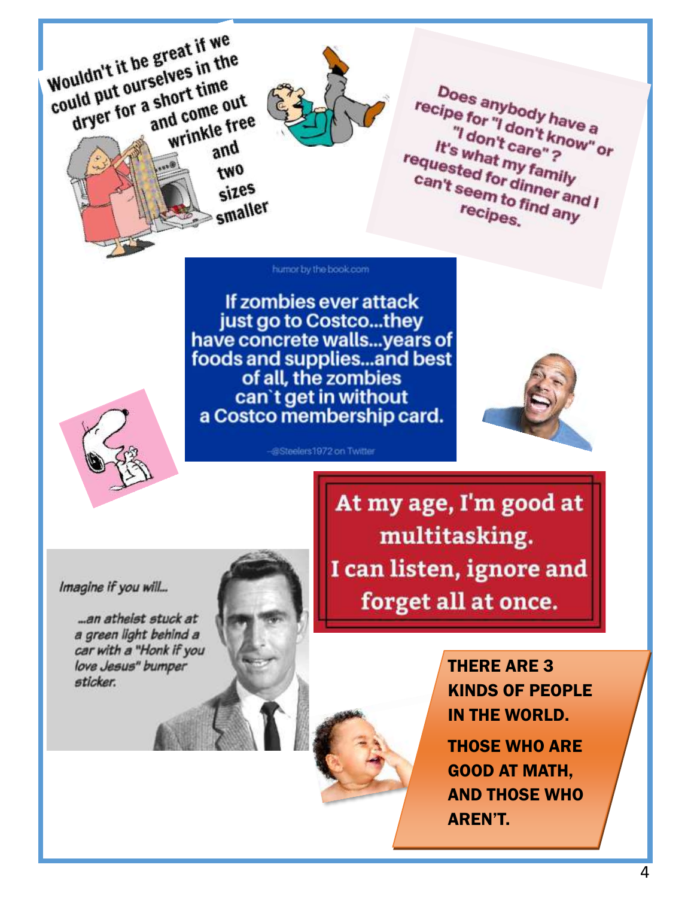Wouldn't it be great if we could put ourselves in the dryer for a short time and come out wrinkle free and two sizes smaller

Does anybody have a recipe for "I don't know" or "I don't care"? It's what my family requested for dinner and I can't seem to find any recipes.

humor by the book.com

If zombies ever attack just go to Costco...they have concrete walls...years of foods and supplies...and best of all, the zombies can't get in without a Costco membership card.

–@Steelers1972 on Twitter

At my age, I'm good at multitasking. I can listen, ignore and forget all at once.

*Imagine if you will...*

*...an atheist stuck at a green light behind a car with a "Honk if you love Jesus" bumper sticker.*

**THERE ARE 3 KINDS OF PEOPLE IN THE WORLD.**

**THOSE WHO ARE GOOD AT MATH, AND THOSE WHO AREN'T.**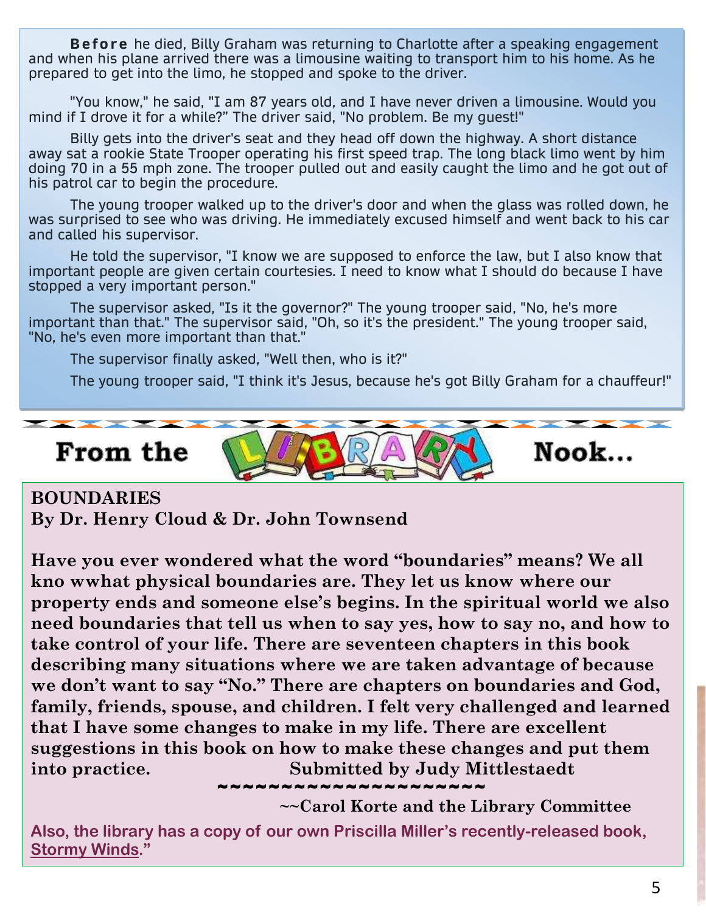**Before** he died, Billy Graham was returning to Charlotte after a speaking engagement and when his plane arrived there was a limousine waiting to transport him to his home. As he prepared to get into the limo, he stopped and spoke to the driver.

"You know," he said, "I am 87 years old, and I have never driven a limousine. Would you mind if I drove it for a while?" The driver said, "No problem. Be my guest!"

Billy gets into the driver's seat and they head off down the highway. A short distance away sat a rookie State Trooper operating his first speed trap. The long black limo went by him doing 70 in a 55 mph zone. The trooper pulled out and easily caught the limo and he got out of his patrol car to begin the procedure.

The young trooper walked up to the driver's door and when the glass was rolled down, he was surprised to see who was driving. He immediately excused himself and went back to his car and called his supervisor.

He told the supervisor, "I know we are supposed to enforce the law, but I also know that important people are given certain courtesies. I need to know what I should do because I have stopped a very important person."

The supervisor asked, "Is it the governor?" The young trooper said, "No, he's more important than that." The supervisor said, "Oh, so it's the president." The young trooper said, "No, he's even more important than that."

The supervisor finally asked, "Well then, who is it?"

The young trooper said, "I think it's Jesus, because he's got Billy Graham for a chauffeur!"

# From the LIBRARY Nook...

**BOUNDARIES**
**By Dr. Henry Cloud & Dr. John Townsend**

**Have you ever wondered what the word "boundaries" means? We all kno wwhat physical boundaries are. They let us know where our property ends and someone else's begins. In the spiritual world we also need boundaries that tell us when to say yes, how to say no, and how to take control of your life. There are seventeen chapters in this book describing many situations where we are taken advantage of because we don't want to say "No." There are chapters on boundaries and God, family, friends, spouse, and children. I felt very challenged and learned that I have some changes to make in my life. There are excellent suggestions in this book on how to make these changes and put them into practice. Submitted by Judy Mittlestaedt**

~~~~~~~~~~~~~~~~~~~~~~

**~~Carol Korte and the Library Committee**

**Also, the library has a copy of our own Priscilla Miller's recently-released book, Stormy Winds."**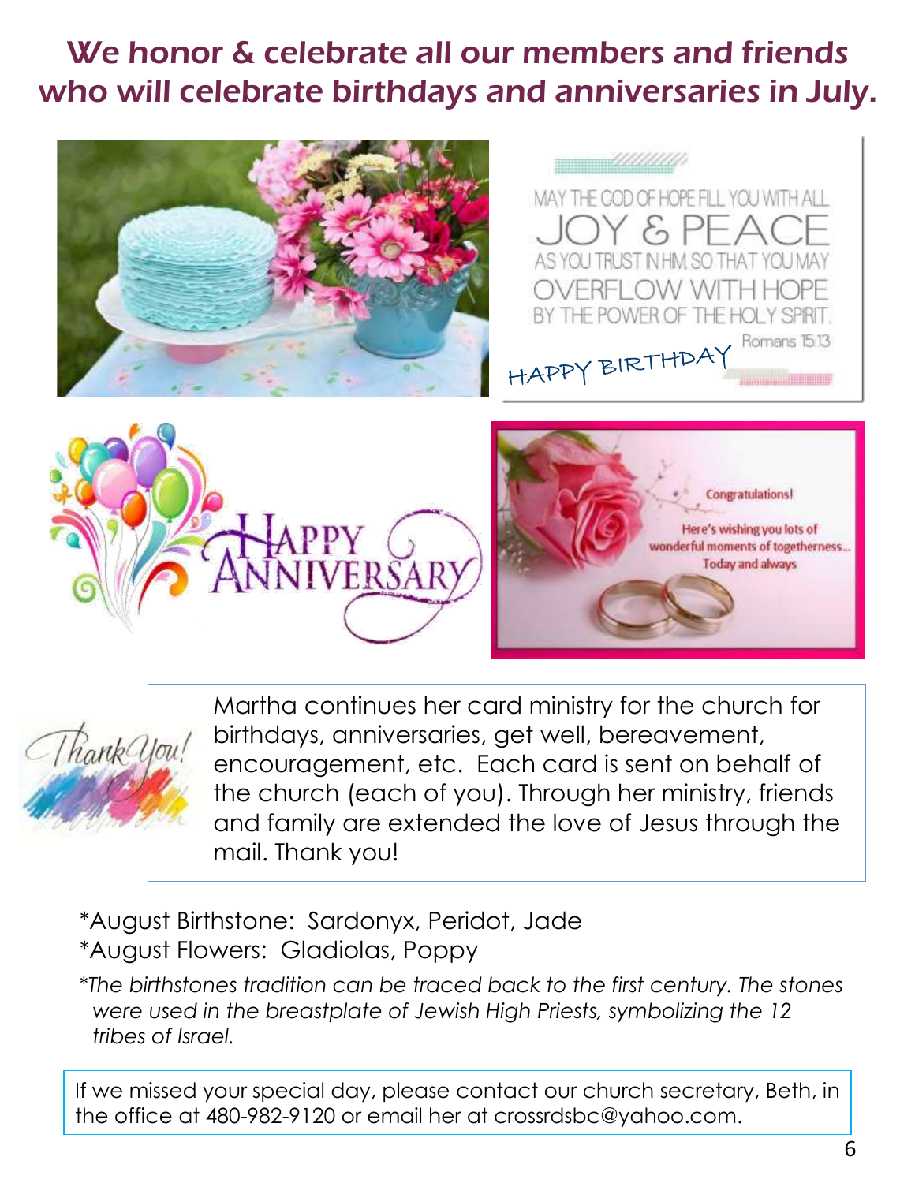# We honor & celebrate all our members and friends who will celebrate birthdays and anniversaries in July.

MAY THE GOD OF HOPE FILL YOU WITH ALL JOY & PEACE AS YOU TRUST IN HIM SO THAT YOU MAY OVERFLOW WITH HOPE BY THE POWER OF THE HOLY SPIRIT. Romans 15:13

HAPPY BIRTHDAY

HAPPY ANNIVERSARY

Congratulations!

Here's wishing you lots of wonderful moments of togetherness... Today and always

Thank You!

Martha continues her card ministry for the church for birthdays, anniversaries, get well, bereavement, encouragement, etc. Each card is sent on behalf of the church (each of you). Through her ministry, friends and family are extended the love of Jesus through the mail. Thank you!

*August Birthstone: Sardonyx, Peridot, Jade
*August Flowers: Gladiolas, Poppy

*\*The birthstones tradition can be traced back to the first century. The stones were used in the breastplate of Jewish High Priests, symbolizing the 12 tribes of Israel.*

If we missed your special day, please contact our church secretary, Beth, in the office at 480-982-9120 or email her at crossrdsbc@yahoo.com.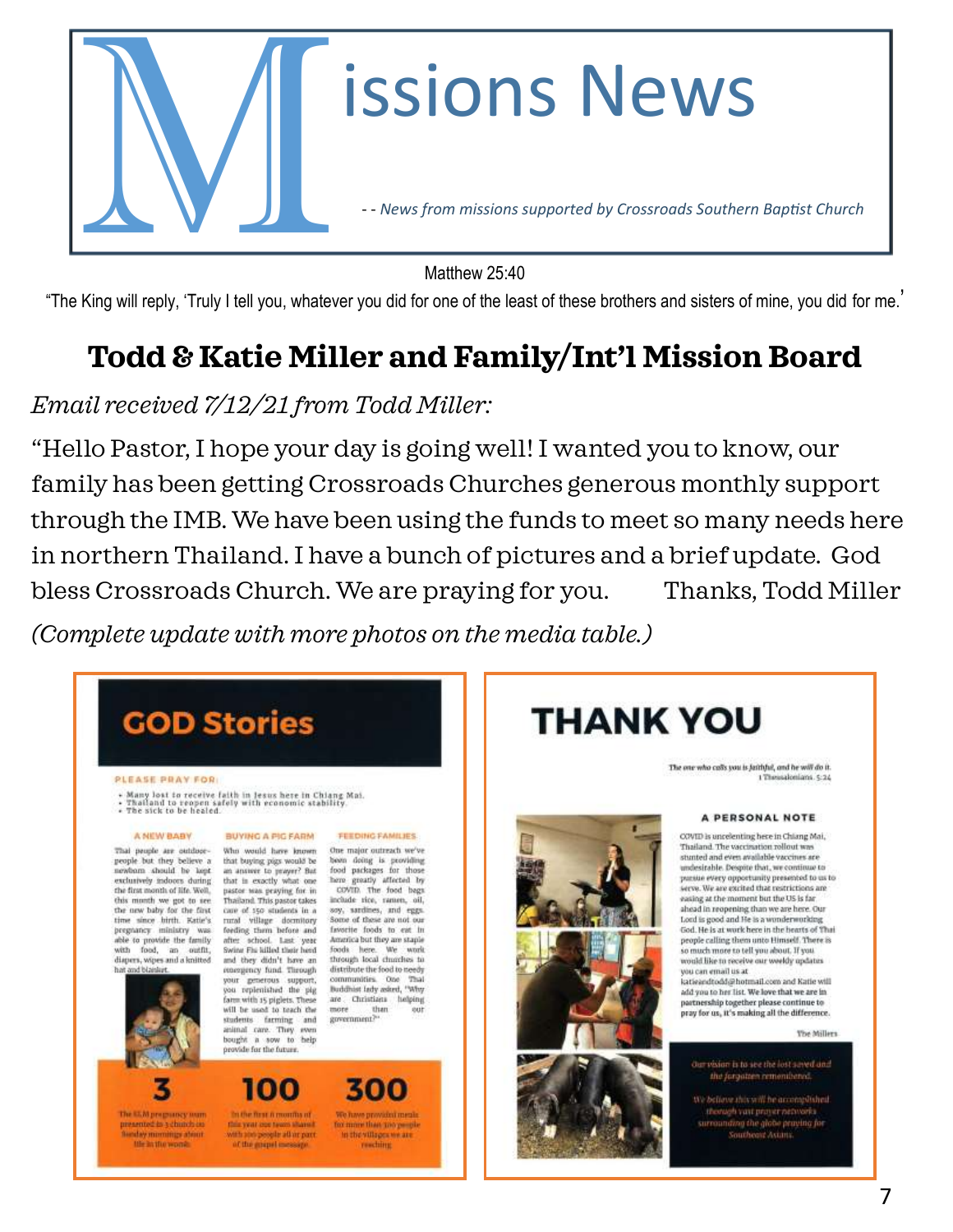# Missions News

*- - News from missions supported by Crossroads Southern Baptist Church*

Matthew 25:40

"The King will reply, 'Truly I tell you, whatever you did for one of the least of these brothers and sisters of mine, you did for me.'

## Todd & Katie Miller and Family/Int'l Mission Board

*Email received 7/12/21 from Todd Miller:*

"Hello Pastor, I hope your day is going well! I wanted you to know, our family has been getting Crossroads Churches generous monthly support through the IMB. We have been using the funds to meet so many needs here in northern Thailand. I have a bunch of pictures and a brief update. God bless Crossroads Church. We are praying for you. Thanks, Todd Miller

*(Complete update with more photos on the media table.)*

### GOD Stories

**PLEASE PRAY FOR:**

- Many lost to receive faith in Jesus here in Chiang Mai.
- Thailand to reopen safely with economic stability.
- The sick to be healed.

**A NEW BABY**

Thai people are outdoor-people but they believe a newborn should be kept exclusively indoors during the first month of life. Well, this month we got to see the new baby for the first time since birth. Katie's pregnancy ministry was able to provide the family with food, an outfit, diapers, wipes and a knitted hat and blanket.

**BUYING A PIG FARM**

Who would have known that buying pigs would be an answer to prayer? But that is exactly what one pastor was praying for in Thailand. This pastor takes care of 150 students in a rural village dormitory feeding them before and after school. Last year Swine Flu killed their herd and they didn't have an emergency fund. Through your generous support, you replenished the pig farm with 15 piglets. These will be used to teach the students farming and animal care. They even bought a sow to help provide for the future.

**FEEDING FAMILIES**

One major outreach we've been doing is providing food packages for those here greatly affected by COVID. The food bags include rice, ramen, oil, soy, sardines, and eggs. Some of these are not our favorite foods to eat in America but they are staple foods here. We work through local churches to distribute the food to needy communities. One Thai Buddhist lady asked, "Why are Christians helping more than our government?"

**3** — The SLM pregnancy team presented to 3 church on Sunday mornings about life in the womb.

**100** — In the first 6 months of this year our team shared with 100 people all or part of the gospel message.

**300** — We have provided meals for more than 300 people in the villages we are reaching.

### THANK YOU

*The one who calls you is faithful, and he will do it.*
1 Thessalonians 5:24

**A PERSONAL NOTE**

COVID is unrelenting here in Chiang Mai, Thailand. The vaccination rollout was stunted and even available vaccines are undesirable. Despite that, we continue to pursue every opportunity presented to us to serve. We are excited that restrictions are easing at the moment but the US is far ahead in reopening than we are here. Our Lord is good and He is a wonderworking God. He is at work here in the hearts of Thai people calling them unto Himself. There is so much more to tell you about. If you would like to receive our weekly updates you can email us at katieandtodd@hotmail.com and Katie will add you to her list. **We love that we are in partnership together please continue to pray for us, it's making all the difference.**

The Millers

*Our vision is to see the lost saved and the forgotten remembered.*

*We believe this will be accomplished through vast prayer networks surrounding the globe praying for Southeast Asians.*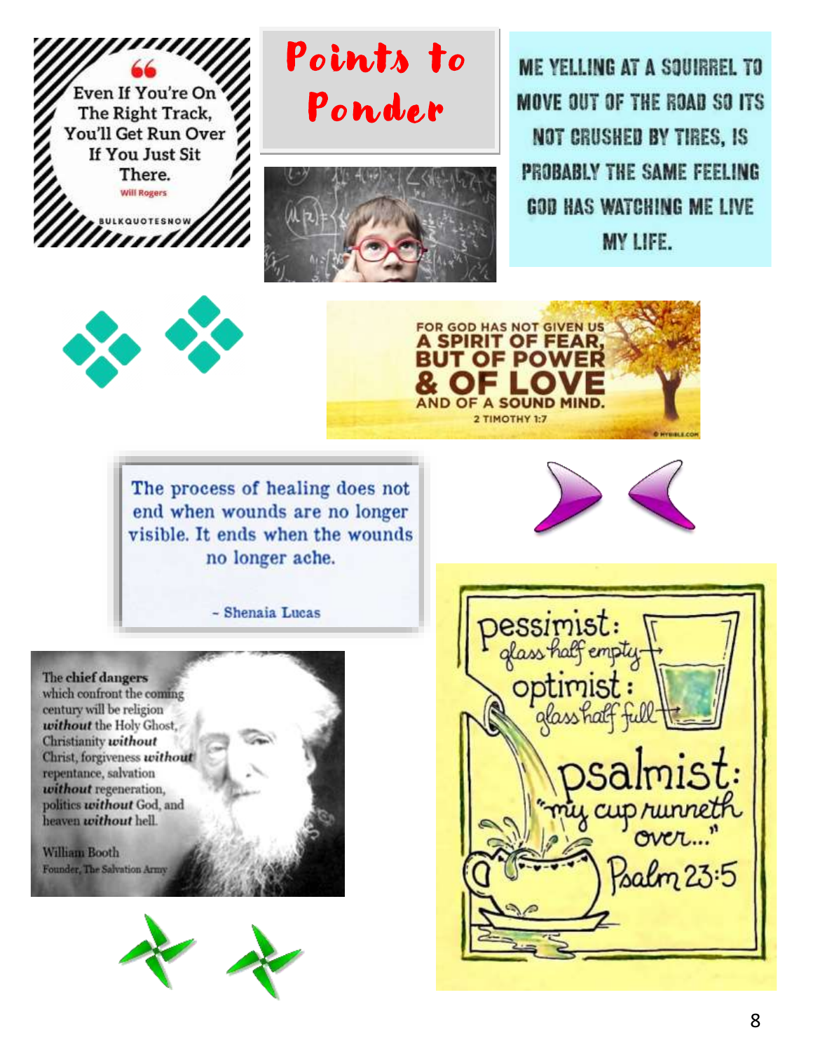# Points to Ponder

"Even If You're On The Right Track, You'll Get Run Over If You Just Sit There."
Will Rogers

BULKQUOTESNOW

ME YELLING AT A SQUIRREL TO MOVE OUT OF THE ROAD SO ITS NOT CRUSHED BY TIRES, IS PROBABLY THE SAME FEELING GOD HAS WATCHING ME LIVE MY LIFE.

FOR GOD HAS NOT GIVEN US A SPIRIT OF FEAR, BUT OF POWER & OF LOVE AND OF A SOUND MIND.
2 TIMOTHY 1:7

The process of healing does not end when wounds are no longer visible. It ends when the wounds no longer ache.

~ Shenaia Lucas

The chief dangers which confront the coming century will be religion ***without*** the Holy Ghost, Christianity ***without*** Christ, forgiveness ***without*** repentance, salvation ***without*** regeneration, politics ***without*** God, and heaven ***without*** hell.

William Booth
Founder, The Salvation Army

pessimist: glass half empty
optimist: glass half full
psalmist: "my cup runneth over..."
Psalm 23:5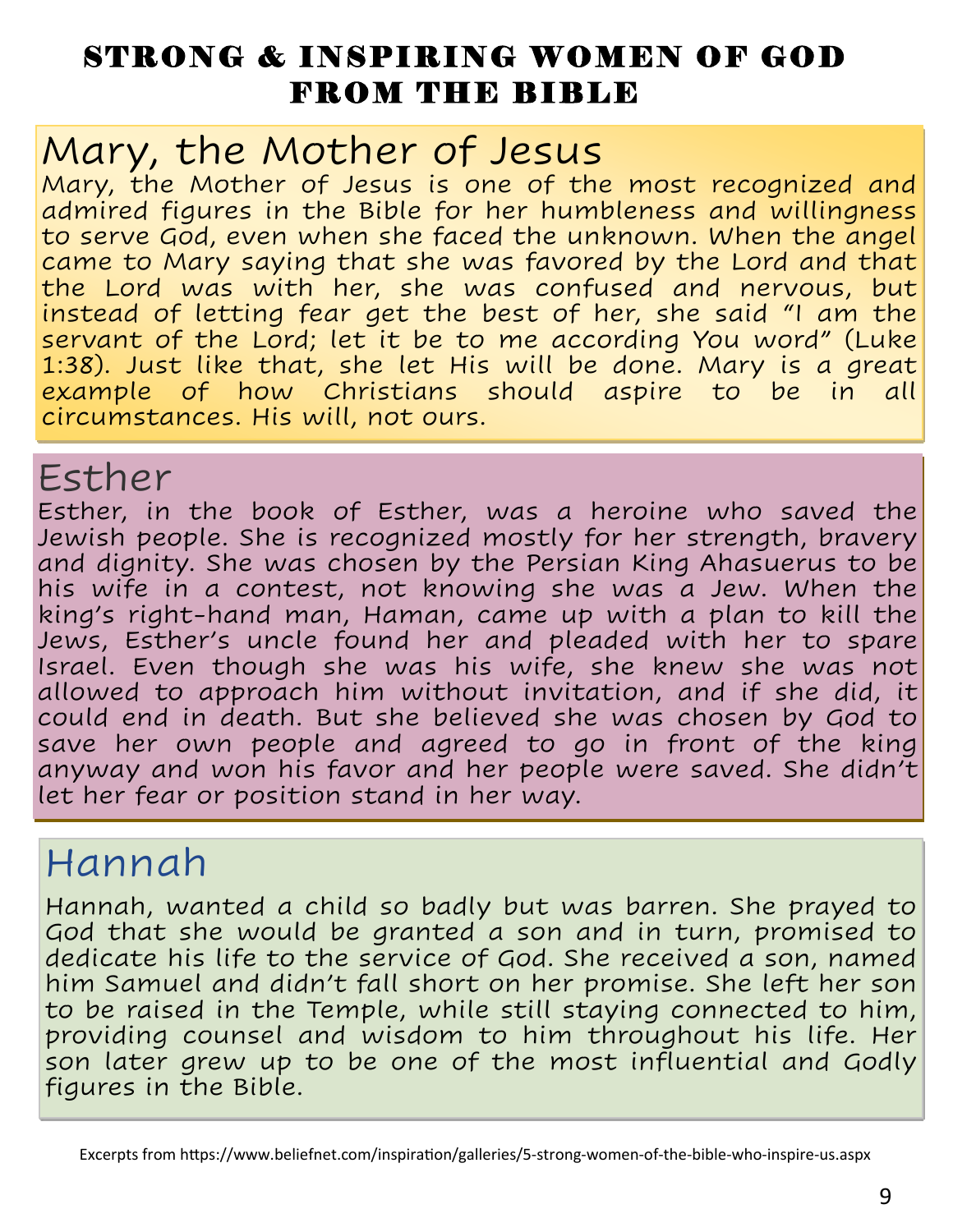# STRONG & INSPIRING WOMEN OF GOD FROM THE BIBLE

## Mary, the Mother of Jesus

Mary, the Mother of Jesus is one of the most recognized and admired figures in the Bible for her humbleness and willingness to serve God, even when she faced the unknown. When the angel came to Mary saying that she was favored by the Lord and that the Lord was with her, she was confused and nervous, but instead of letting fear get the best of her, she said "I am the servant of the Lord; let it be to me according You word" (Luke 1:38). Just like that, she let His will be done. Mary is a great example of how Christians should aspire to be in all circumstances. His will, not ours.

## Esther

Esther, in the book of Esther, was a heroine who saved the Jewish people. She is recognized mostly for her strength, bravery and dignity. She was chosen by the Persian King Ahasuerus to be his wife in a contest, not knowing she was a Jew. When the king's right-hand man, Haman, came up with a plan to kill the Jews, Esther's uncle found her and pleaded with her to spare Israel. Even though she was his wife, she knew she was not allowed to approach him without invitation, and if she did, it could end in death. But she believed she was chosen by God to save her own people and agreed to go in front of the king anyway and won his favor and her people were saved. She didn't let her fear or position stand in her way.

## Hannah

Hannah, wanted a child so badly but was barren. She prayed to God that she would be granted a son and in turn, promised to dedicate his life to the service of God. She received a son, named him Samuel and didn't fall short on her promise. She left her son to be raised in the Temple, while still staying connected to him, providing counsel and wisdom to him throughout his life. Her son later grew up to be one of the most influential and Godly figures in the Bible.

Excerpts from https://www.beliefnet.com/inspiration/galleries/5-strong-women-of-the-bible-who-inspire-us.aspx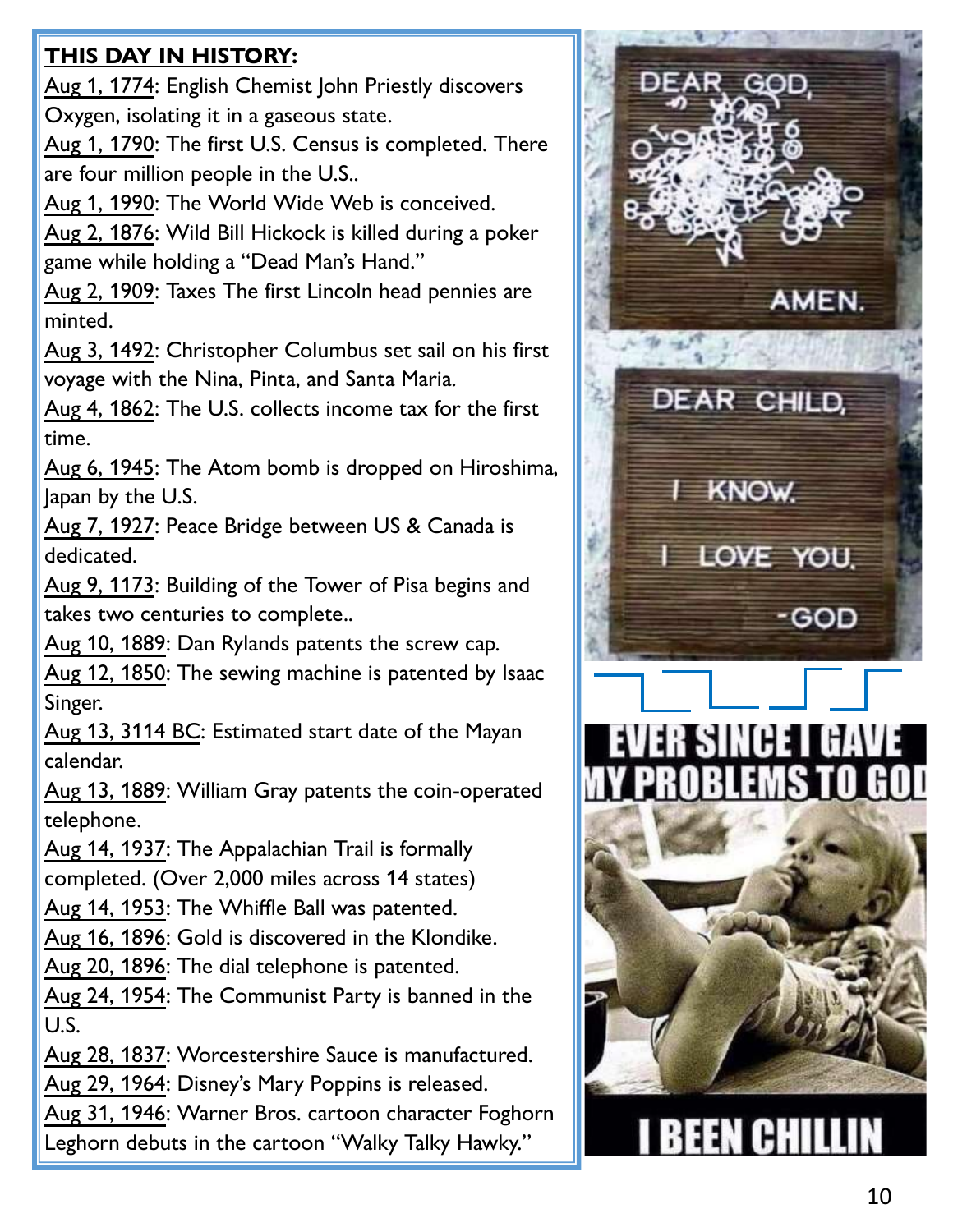**THIS DAY IN HISTORY:**

Aug 1, 1774: English Chemist John Priestly discovers Oxygen, isolating it in a gaseous state.

Aug 1, 1790: The first U.S. Census is completed. There are four million people in the U.S..

Aug 1, 1990: The World Wide Web is conceived.

Aug 2, 1876: Wild Bill Hickock is killed during a poker game while holding a "Dead Man's Hand."

Aug 2, 1909: Taxes The first Lincoln head pennies are minted.

Aug 3, 1492: Christopher Columbus set sail on his first voyage with the Nina, Pinta, and Santa Maria.

Aug 4, 1862: The U.S. collects income tax for the first time.

Aug 6, 1945: The Atom bomb is dropped on Hiroshima, Japan by the U.S.

Aug 7, 1927: Peace Bridge between US & Canada is dedicated.

Aug 9, 1173: Building of the Tower of Pisa begins and takes two centuries to complete..

Aug 10, 1889: Dan Rylands patents the screw cap.

Aug 12, 1850: The sewing machine is patented by Isaac Singer.

Aug 13, 3114 BC: Estimated start date of the Mayan calendar.

Aug 13, 1889: William Gray patents the coin-operated telephone.

Aug 14, 1937: The Appalachian Trail is formally completed. (Over 2,000 miles across 14 states)

Aug 14, 1953: The Whiffle Ball was patented.

Aug 16, 1896: Gold is discovered in the Klondike.

Aug 20, 1896: The dial telephone is patented.

Aug 24, 1954: The Communist Party is banned in the U.S.

Aug 28, 1837: Worcestershire Sauce is manufactured.

Aug 29, 1964: Disney's Mary Poppins is released.

Aug 31, 1946: Warner Bros. cartoon character Foghorn Leghorn debuts in the cartoon "Walky Talky Hawky."

DEAR GOD,

AMEN.

DEAR CHILD,

I KNOW.

I LOVE YOU.

-GOD

EVER SINCE I GAVE MY PROBLEMS TO GOD

I BEEN CHILLIN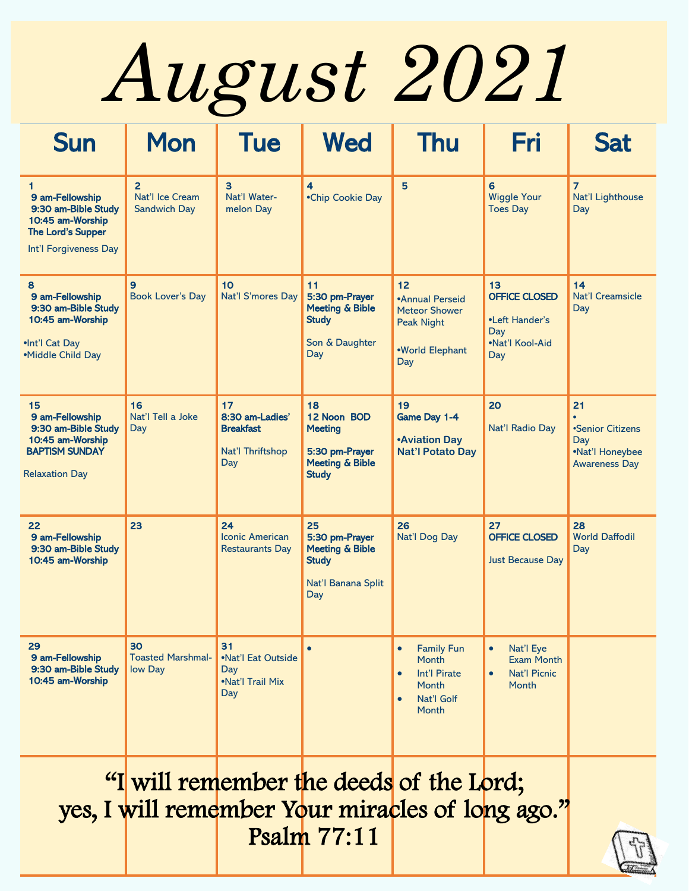# August 2021

| Sun | Mon | Tue | Wed | Thu | Fri | Sat |
|---|---|---|---|---|---|---|
| **1**<br>**9 am-Fellowship**<br>**9:30 am-Bible Study**<br>**10:45 am-Worship**<br>**The Lord's Supper**<br>Int'l Forgiveness Day | **2**<br>Nat'l Ice Cream Sandwich Day | **3**<br>Nat'l Water-melon Day | **4**<br>•Chip Cookie Day | **5** | **6**<br>Wiggle Your Toes Day | **7**<br>Nat'l Lighthouse Day |
| **8**<br>**9 am-Fellowship**<br>**9:30 am-Bible Study**<br>**10:45 am-Worship**<br>•Int'l Cat Day<br>•Middle Child Day | **9**<br>Book Lover's Day | **10**<br>Nat'l S'mores Day | **11**<br>**5:30 pm-Prayer Meeting & Bible Study**<br>Son & Daughter Day | **12**<br>•Annual Perseid Meteor Shower Peak Night<br>•World Elephant Day | **13**<br>**OFFICE CLOSED**<br>•Left Hander's Day<br>•Nat'l Kool-Aid Day | **14**<br>Nat'l Creamsicle Day |
| **15**<br>**9 am-Fellowship**<br>**9:30 am-Bible Study**<br>**10:45 am-Worship**<br>**BAPTISM SUNDAY**<br>Relaxation Day | **16**<br>Nat'l Tell a Joke Day | **17**<br>**8:30 am-Ladies' Breakfast**<br>Nat'l Thriftshop Day | **18**<br>**12 Noon BOD Meeting**<br>**5:30 pm-Prayer Meeting & Bible Study** | **19**<br>**Game Day 1-4**<br>**•Aviation Day**<br>**Nat'l Potato Day** | **20**<br>Nat'l Radio Day | **21**<br>•<br>•Senior Citizens Day<br>•Nat'l Honeybee Awareness Day |
| **22**<br>**9 am-Fellowship**<br>**9:30 am-Bible Study**<br>**10:45 am-Worship** | **23** | **24**<br>Iconic American Restaurants Day | **25**<br>**5:30 pm-Prayer Meeting & Bible Study**<br>Nat'l Banana Split Day | **26**<br>Nat'l Dog Day | **27**<br>**OFFICE CLOSED**<br>Just Because Day | **28**<br>World Daffodil Day |
| **29**<br>**9 am-Fellowship**<br>**9:30 am-Bible Study**<br>**10:45 am-Worship** | **30**<br>Toasted Marshmal-low Day | **31**<br>•Nat'l Eat Outside Day<br>•Nat'l Trail Mix Day | • | • Family Fun Month<br>• Int'l Pirate Month<br>• Nat'l Golf Month | • Nat'l Eye Exam Month<br>• Nat'l Picnic Month | |

"I will remember the deeds of the Lord;
yes, I will remember Your miracles of long ago."
Psalm 77:11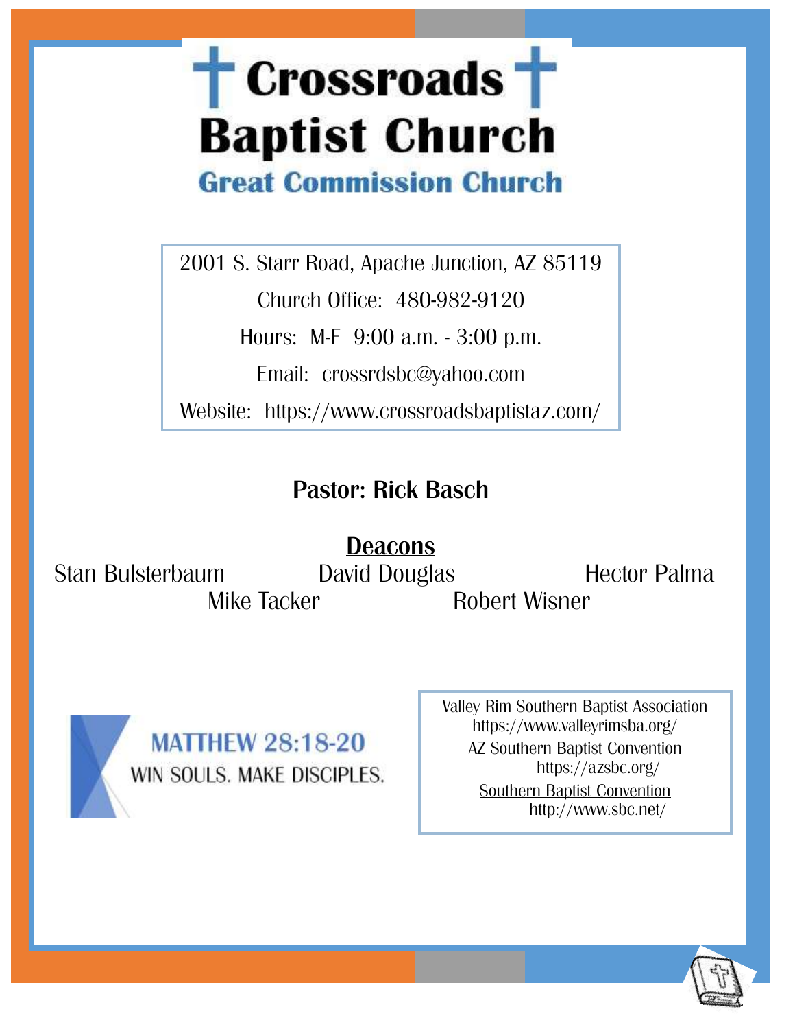# Crossroads Baptist Church

## Great Commission Church

2001 S. Starr Road, Apache Junction, AZ 85119

Church Office: 480-982-9120

Hours: M-F 9:00 a.m. - 3:00 p.m.

Email: crossrdsbc@yahoo.com

Website: https://www.crossroadsbaptistaz.com/

**Pastor: Rick Basch**

**Deacons**

Stan Bulsterbaum David Douglas Hector Palma

Mike Tacker Robert Wisner

MATTHEW 28:18-20

WIN SOULS. MAKE DISCIPLES.

Valley Rim Southern Baptist Association
https://www.valleyrimsba.org/

AZ Southern Baptist Convention
https://azsbc.org/

Southern Baptist Convention
http://www.sbc.net/